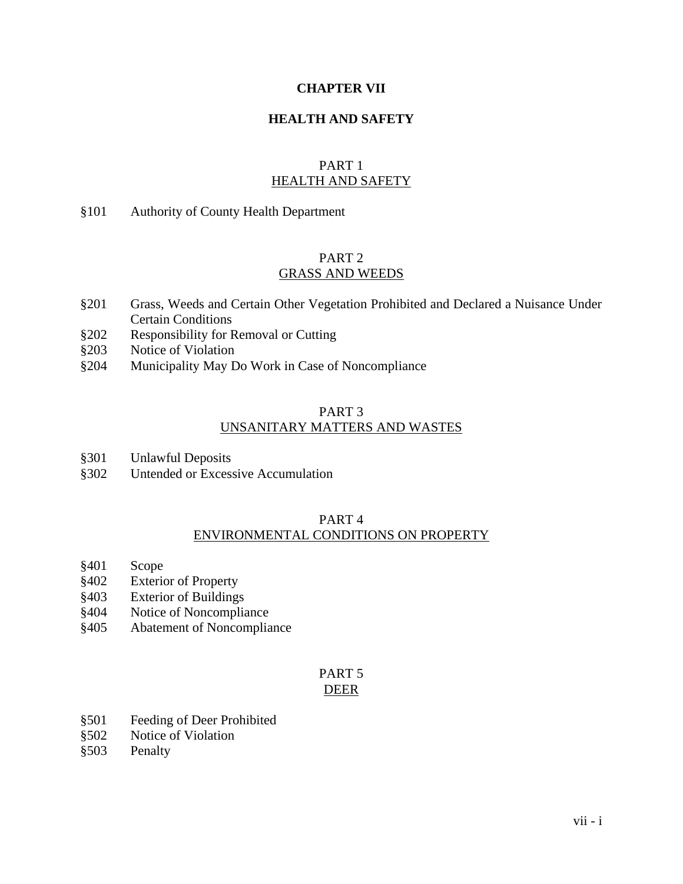# CHAPTER VII

# HEALTH AND SAFETY

## PART 1
## HEALTH AND SAFETY

§101 Authority of County Health Department

## PART 2
## GRASS AND WEEDS

§201 Grass, Weeds and Certain Other Vegetation Prohibited and Declared a Nuisance Under Certain Conditions
§202 Responsibility for Removal or Cutting
§203 Notice of Violation
§204 Municipality May Do Work in Case of Noncompliance

## PART 3
## UNSANITARY MATTERS AND WASTES

§301 Unlawful Deposits
§302 Untended or Excessive Accumulation

## PART 4
## ENVIRONMENTAL CONDITIONS ON PROPERTY

§401 Scope
§402 Exterior of Property
§403 Exterior of Buildings
§404 Notice of Noncompliance
§405 Abatement of Noncompliance

## PART 5
## DEER

§501 Feeding of Deer Prohibited
§502 Notice of Violation
§503 Penalty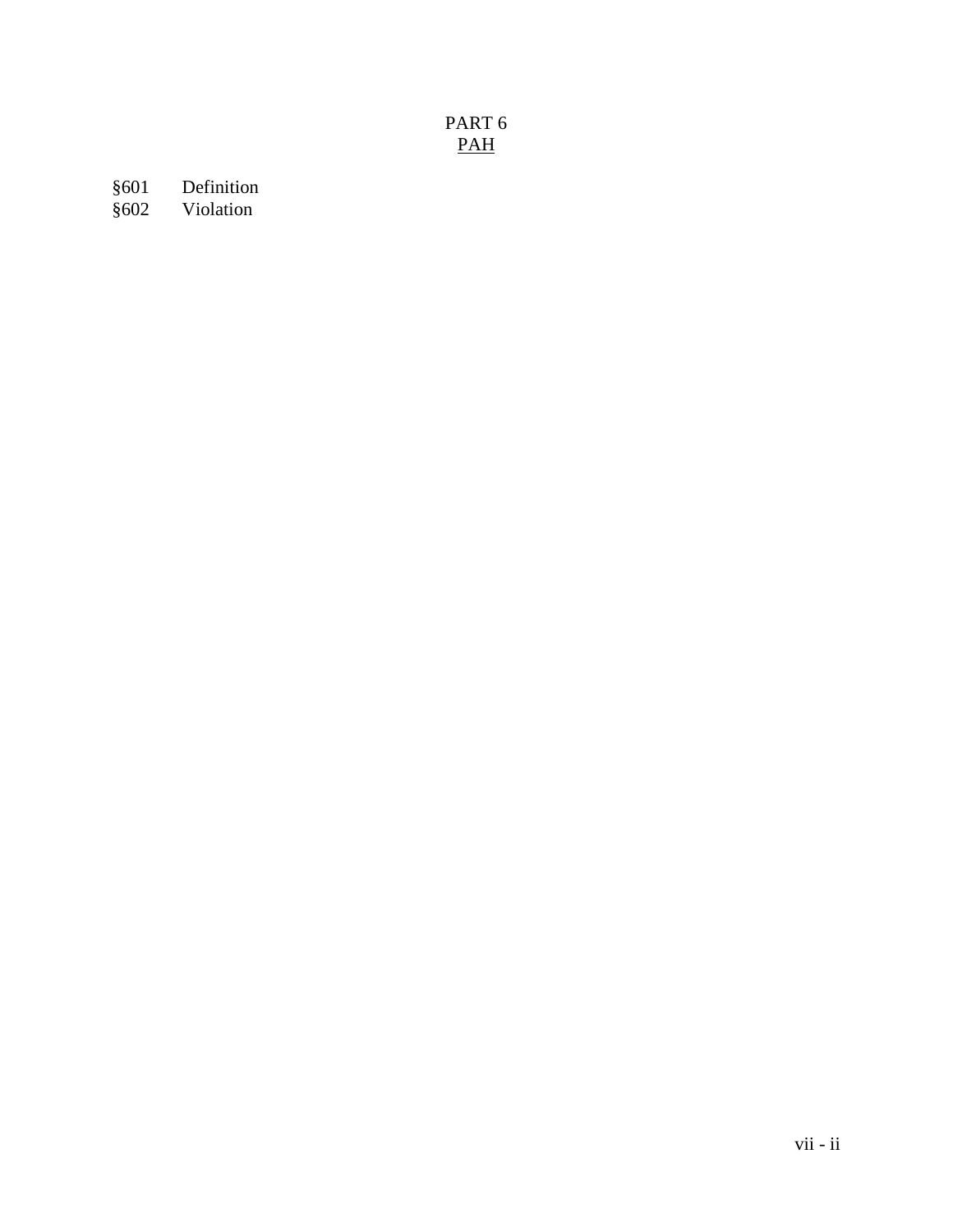# PART 6

## PAH

§601 Definition
§602 Violation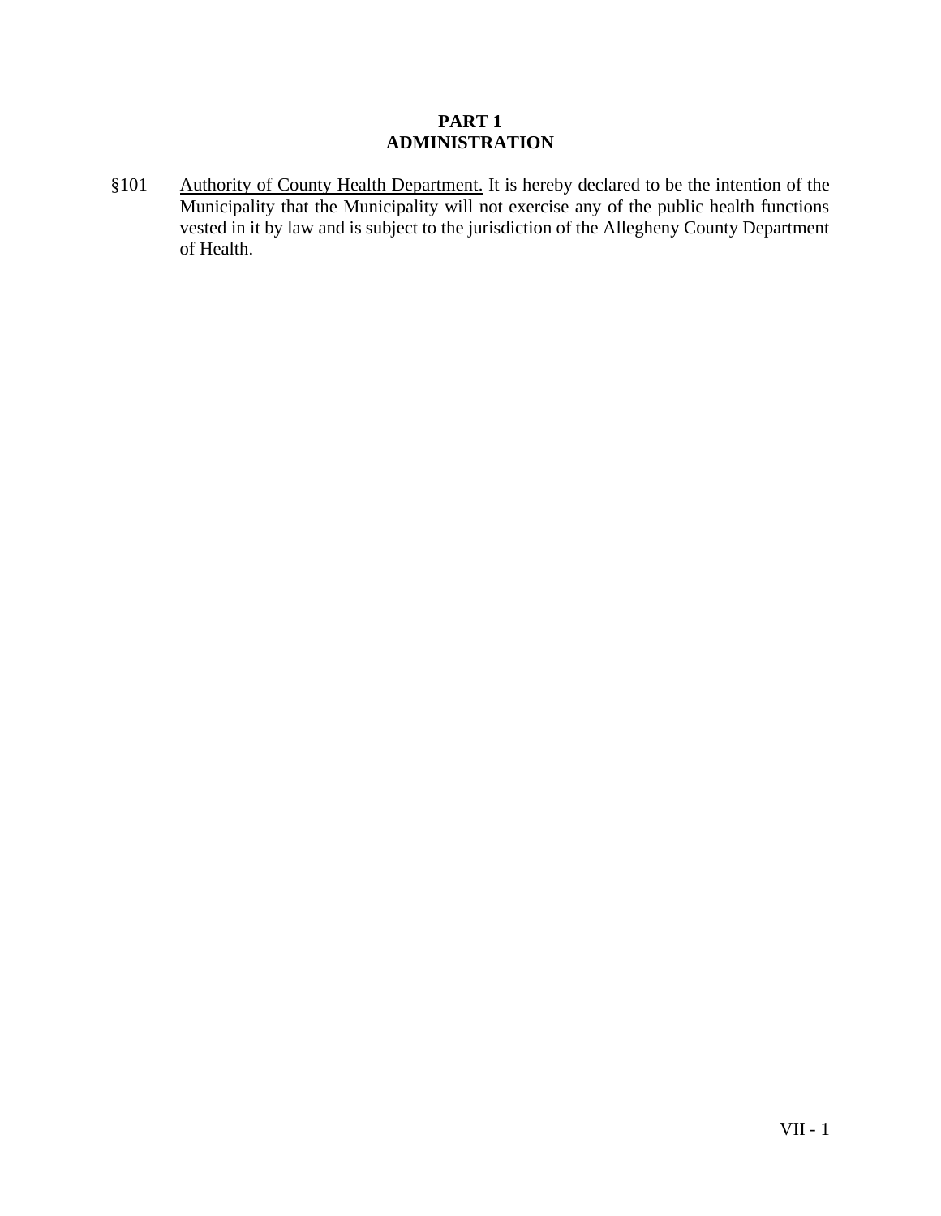## PART 1
## ADMINISTRATION

§101 Authority of County Health Department. It is hereby declared to be the intention of the Municipality that the Municipality will not exercise any of the public health functions vested in it by law and is subject to the jurisdiction of the Allegheny County Department of Health.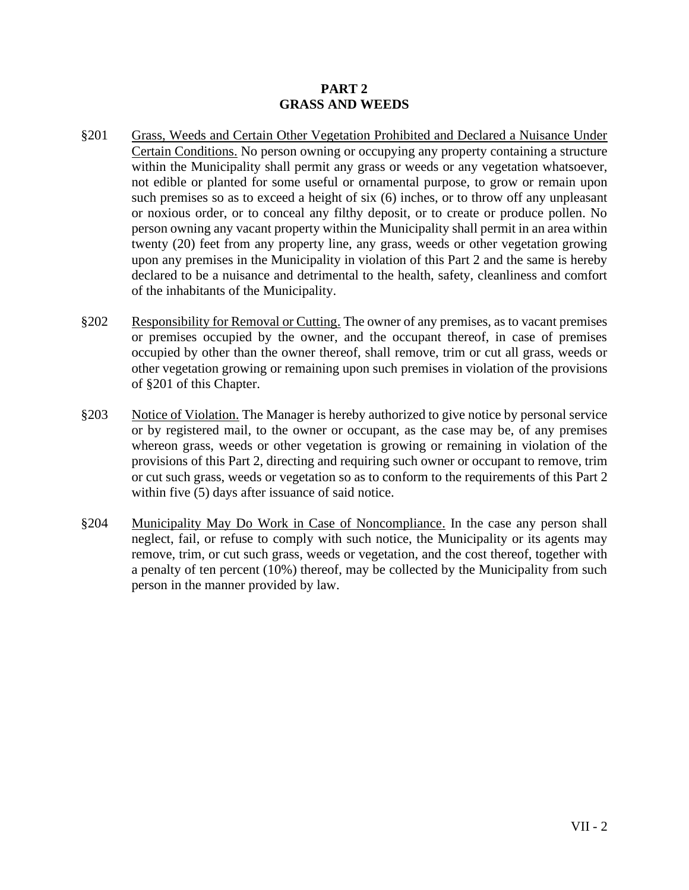# PART 2
# GRASS AND WEEDS

§201 Grass, Weeds and Certain Other Vegetation Prohibited and Declared a Nuisance Under Certain Conditions. No person owning or occupying any property containing a structure within the Municipality shall permit any grass or weeds or any vegetation whatsoever, not edible or planted for some useful or ornamental purpose, to grow or remain upon such premises so as to exceed a height of six (6) inches, or to throw off any unpleasant or noxious order, or to conceal any filthy deposit, or to create or produce pollen. No person owning any vacant property within the Municipality shall permit in an area within twenty (20) feet from any property line, any grass, weeds or other vegetation growing upon any premises in the Municipality in violation of this Part 2 and the same is hereby declared to be a nuisance and detrimental to the health, safety, cleanliness and comfort of the inhabitants of the Municipality.

§202 Responsibility for Removal or Cutting. The owner of any premises, as to vacant premises or premises occupied by the owner, and the occupant thereof, in case of premises occupied by other than the owner thereof, shall remove, trim or cut all grass, weeds or other vegetation growing or remaining upon such premises in violation of the provisions of §201 of this Chapter.

§203 Notice of Violation. The Manager is hereby authorized to give notice by personal service or by registered mail, to the owner or occupant, as the case may be, of any premises whereon grass, weeds or other vegetation is growing or remaining in violation of the provisions of this Part 2, directing and requiring such owner or occupant to remove, trim or cut such grass, weeds or vegetation so as to conform to the requirements of this Part 2 within five (5) days after issuance of said notice.

§204 Municipality May Do Work in Case of Noncompliance. In the case any person shall neglect, fail, or refuse to comply with such notice, the Municipality or its agents may remove, trim, or cut such grass, weeds or vegetation, and the cost thereof, together with a penalty of ten percent (10%) thereof, may be collected by the Municipality from such person in the manner provided by law.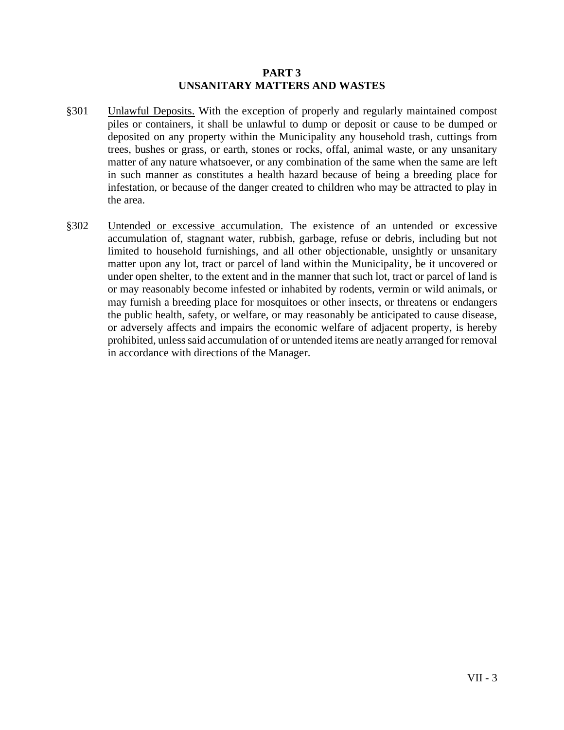# PART 3
# UNSANITARY MATTERS AND WASTES

§301 Unlawful Deposits. With the exception of properly and regularly maintained compost piles or containers, it shall be unlawful to dump or deposit or cause to be dumped or deposited on any property within the Municipality any household trash, cuttings from trees, bushes or grass, or earth, stones or rocks, offal, animal waste, or any unsanitary matter of any nature whatsoever, or any combination of the same when the same are left in such manner as constitutes a health hazard because of being a breeding place for infestation, or because of the danger created to children who may be attracted to play in the area.

§302 Untended or excessive accumulation. The existence of an untended or excessive accumulation of, stagnant water, rubbish, garbage, refuse or debris, including but not limited to household furnishings, and all other objectionable, unsightly or unsanitary matter upon any lot, tract or parcel of land within the Municipality, be it uncovered or under open shelter, to the extent and in the manner that such lot, tract or parcel of land is or may reasonably become infested or inhabited by rodents, vermin or wild animals, or may furnish a breeding place for mosquitoes or other insects, or threatens or endangers the public health, safety, or welfare, or may reasonably be anticipated to cause disease, or adversely affects and impairs the economic welfare of adjacent property, is hereby prohibited, unless said accumulation of or untended items are neatly arranged for removal in accordance with directions of the Manager.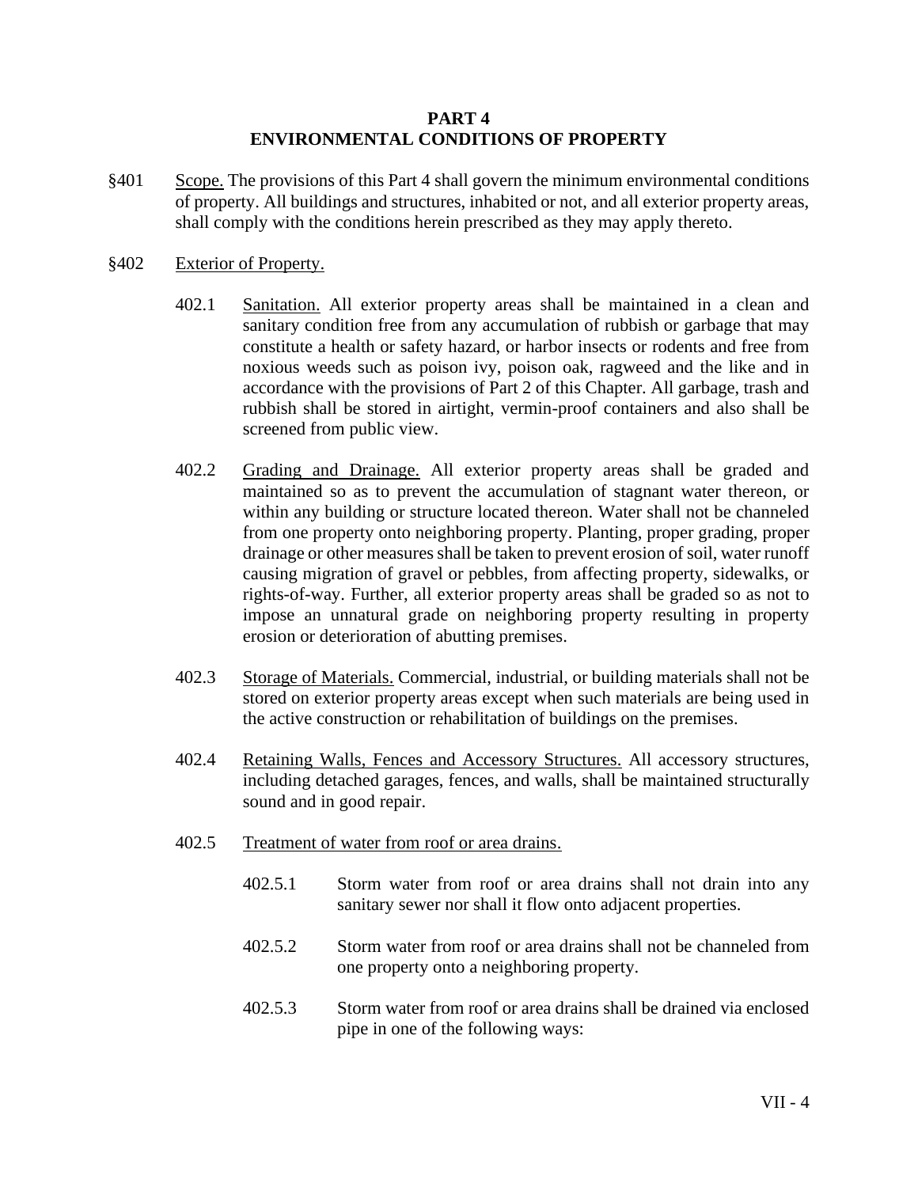# PART 4
# ENVIRONMENTAL CONDITIONS OF PROPERTY

§401 Scope. The provisions of this Part 4 shall govern the minimum environmental conditions of property. All buildings and structures, inhabited or not, and all exterior property areas, shall comply with the conditions herein prescribed as they may apply thereto.

§402 Exterior of Property.

402.1 Sanitation. All exterior property areas shall be maintained in a clean and sanitary condition free from any accumulation of rubbish or garbage that may constitute a health or safety hazard, or harbor insects or rodents and free from noxious weeds such as poison ivy, poison oak, ragweed and the like and in accordance with the provisions of Part 2 of this Chapter. All garbage, trash and rubbish shall be stored in airtight, vermin-proof containers and also shall be screened from public view.

402.2 Grading and Drainage. All exterior property areas shall be graded and maintained so as to prevent the accumulation of stagnant water thereon, or within any building or structure located thereon. Water shall not be channeled from one property onto neighboring property. Planting, proper grading, proper drainage or other measures shall be taken to prevent erosion of soil, water runoff causing migration of gravel or pebbles, from affecting property, sidewalks, or rights-of-way. Further, all exterior property areas shall be graded so as not to impose an unnatural grade on neighboring property resulting in property erosion or deterioration of abutting premises.

402.3 Storage of Materials. Commercial, industrial, or building materials shall not be stored on exterior property areas except when such materials are being used in the active construction or rehabilitation of buildings on the premises.

402.4 Retaining Walls, Fences and Accessory Structures. All accessory structures, including detached garages, fences, and walls, shall be maintained structurally sound and in good repair.

402.5 Treatment of water from roof or area drains.

402.5.1 Storm water from roof or area drains shall not drain into any sanitary sewer nor shall it flow onto adjacent properties.

402.5.2 Storm water from roof or area drains shall not be channeled from one property onto a neighboring property.

402.5.3 Storm water from roof or area drains shall be drained via enclosed pipe in one of the following ways: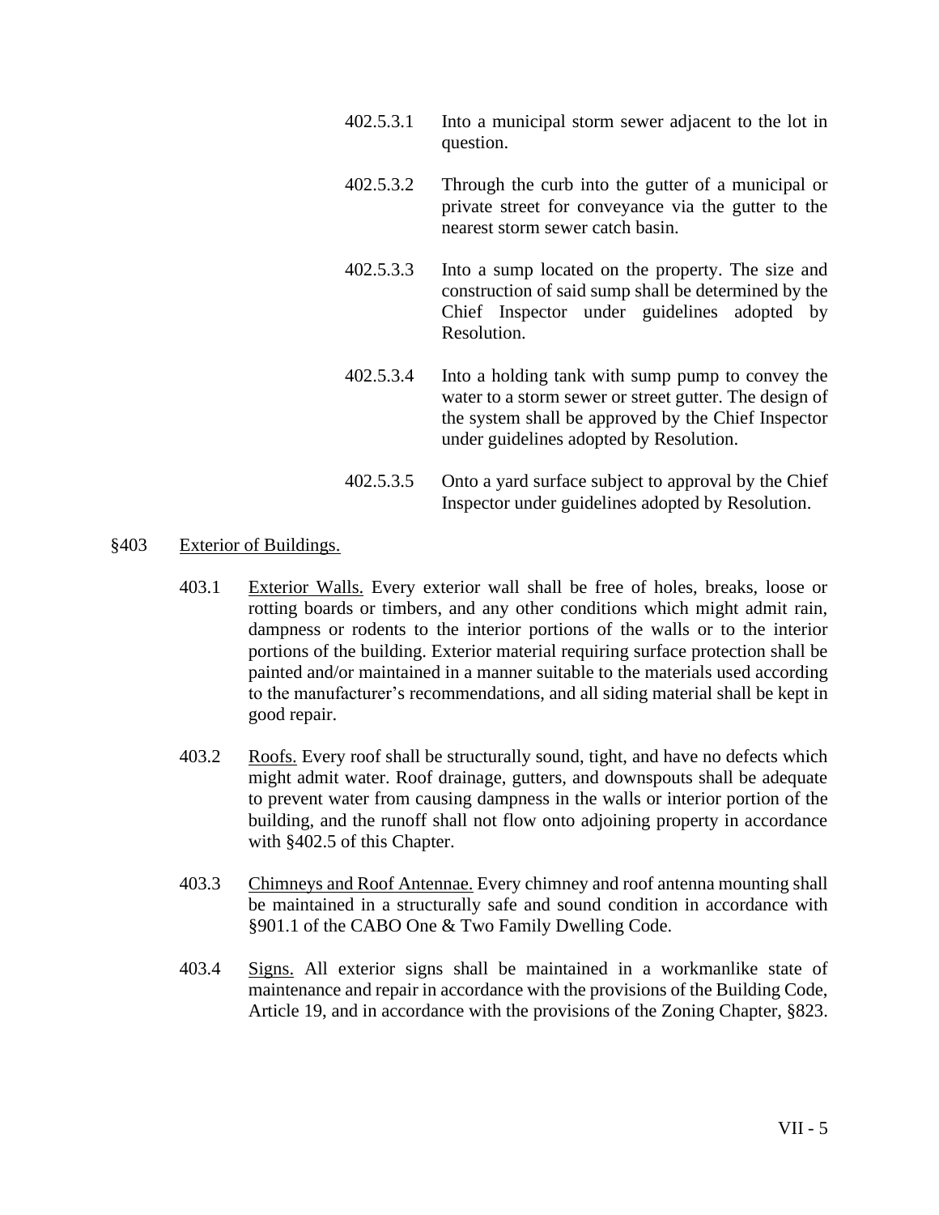402.5.3.1 Into a municipal storm sewer adjacent to the lot in question.

402.5.3.2 Through the curb into the gutter of a municipal or private street for conveyance via the gutter to the nearest storm sewer catch basin.

402.5.3.3 Into a sump located on the property. The size and construction of said sump shall be determined by the Chief Inspector under guidelines adopted by Resolution.

402.5.3.4 Into a holding tank with sump pump to convey the water to a storm sewer or street gutter. The design of the system shall be approved by the Chief Inspector under guidelines adopted by Resolution.

402.5.3.5 Onto a yard surface subject to approval by the Chief Inspector under guidelines adopted by Resolution.

## §403 Exterior of Buildings.

403.1 Exterior Walls. Every exterior wall shall be free of holes, breaks, loose or rotting boards or timbers, and any other conditions which might admit rain, dampness or rodents to the interior portions of the walls or to the interior portions of the building. Exterior material requiring surface protection shall be painted and/or maintained in a manner suitable to the materials used according to the manufacturer's recommendations, and all siding material shall be kept in good repair.

403.2 Roofs. Every roof shall be structurally sound, tight, and have no defects which might admit water. Roof drainage, gutters, and downspouts shall be adequate to prevent water from causing dampness in the walls or interior portion of the building, and the runoff shall not flow onto adjoining property in accordance with §402.5 of this Chapter.

403.3 Chimneys and Roof Antennae. Every chimney and roof antenna mounting shall be maintained in a structurally safe and sound condition in accordance with §901.1 of the CABO One & Two Family Dwelling Code.

403.4 Signs. All exterior signs shall be maintained in a workmanlike state of maintenance and repair in accordance with the provisions of the Building Code, Article 19, and in accordance with the provisions of the Zoning Chapter, §823.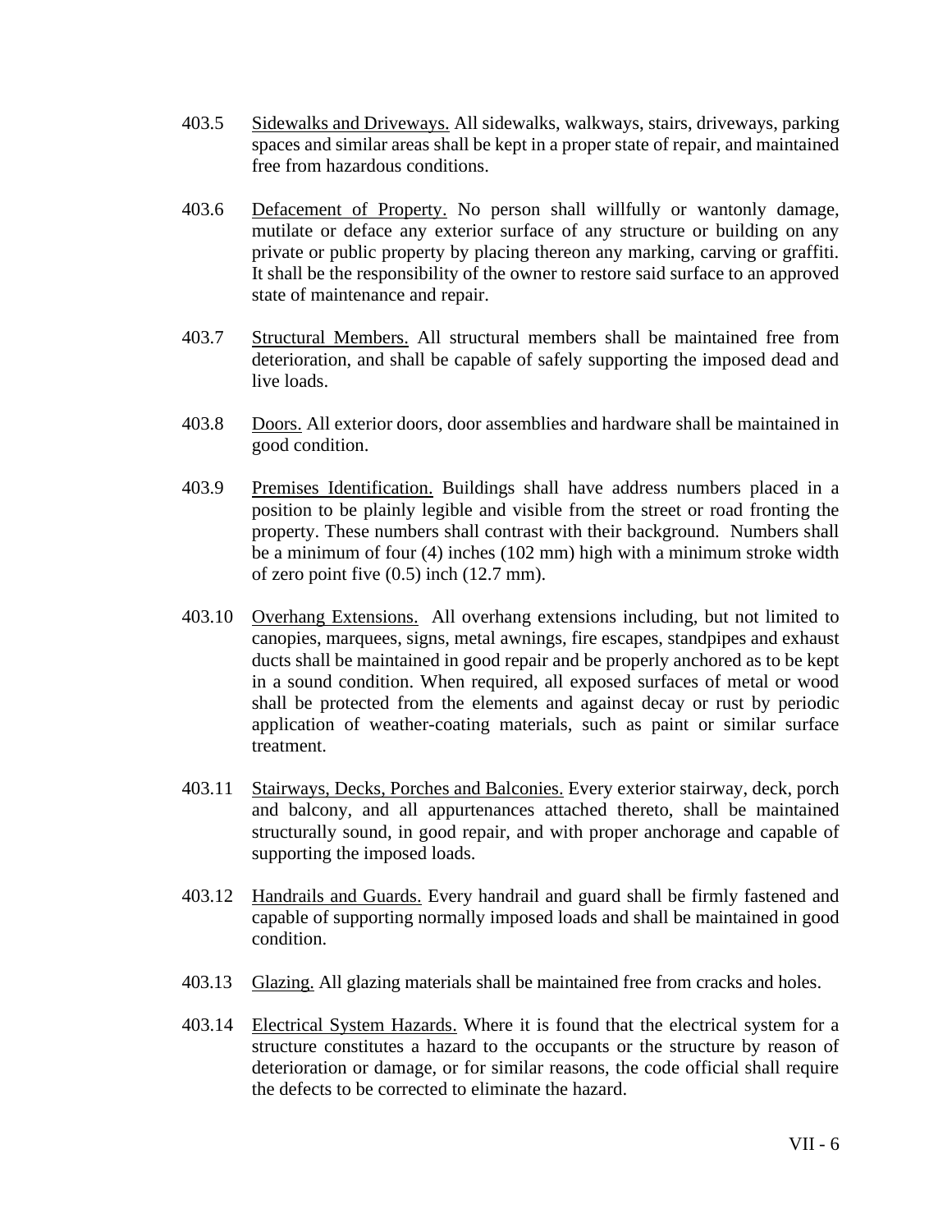403.5 Sidewalks and Driveways. All sidewalks, walkways, stairs, driveways, parking spaces and similar areas shall be kept in a proper state of repair, and maintained free from hazardous conditions.

403.6 Defacement of Property. No person shall willfully or wantonly damage, mutilate or deface any exterior surface of any structure or building on any private or public property by placing thereon any marking, carving or graffiti. It shall be the responsibility of the owner to restore said surface to an approved state of maintenance and repair.

403.7 Structural Members. All structural members shall be maintained free from deterioration, and shall be capable of safely supporting the imposed dead and live loads.

403.8 Doors. All exterior doors, door assemblies and hardware shall be maintained in good condition.

403.9 Premises Identification. Buildings shall have address numbers placed in a position to be plainly legible and visible from the street or road fronting the property. These numbers shall contrast with their background. Numbers shall be a minimum of four (4) inches (102 mm) high with a minimum stroke width of zero point five (0.5) inch (12.7 mm).

403.10 Overhang Extensions. All overhang extensions including, but not limited to canopies, marquees, signs, metal awnings, fire escapes, standpipes and exhaust ducts shall be maintained in good repair and be properly anchored as to be kept in a sound condition. When required, all exposed surfaces of metal or wood shall be protected from the elements and against decay or rust by periodic application of weather-coating materials, such as paint or similar surface treatment.

403.11 Stairways, Decks, Porches and Balconies. Every exterior stairway, deck, porch and balcony, and all appurtenances attached thereto, shall be maintained structurally sound, in good repair, and with proper anchorage and capable of supporting the imposed loads.

403.12 Handrails and Guards. Every handrail and guard shall be firmly fastened and capable of supporting normally imposed loads and shall be maintained in good condition.

403.13 Glazing. All glazing materials shall be maintained free from cracks and holes.

403.14 Electrical System Hazards. Where it is found that the electrical system for a structure constitutes a hazard to the occupants or the structure by reason of deterioration or damage, or for similar reasons, the code official shall require the defects to be corrected to eliminate the hazard.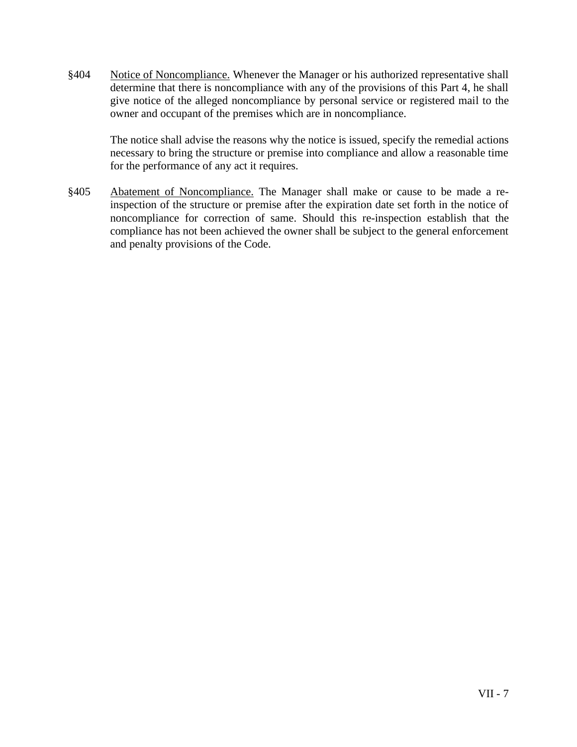§404 Notice of Noncompliance. Whenever the Manager or his authorized representative shall determine that there is noncompliance with any of the provisions of this Part 4, he shall give notice of the alleged noncompliance by personal service or registered mail to the owner and occupant of the premises which are in noncompliance.

The notice shall advise the reasons why the notice is issued, specify the remedial actions necessary to bring the structure or premise into compliance and allow a reasonable time for the performance of any act it requires.

§405 Abatement of Noncompliance. The Manager shall make or cause to be made a re-inspection of the structure or premise after the expiration date set forth in the notice of noncompliance for correction of same. Should this re-inspection establish that the compliance has not been achieved the owner shall be subject to the general enforcement and penalty provisions of the Code.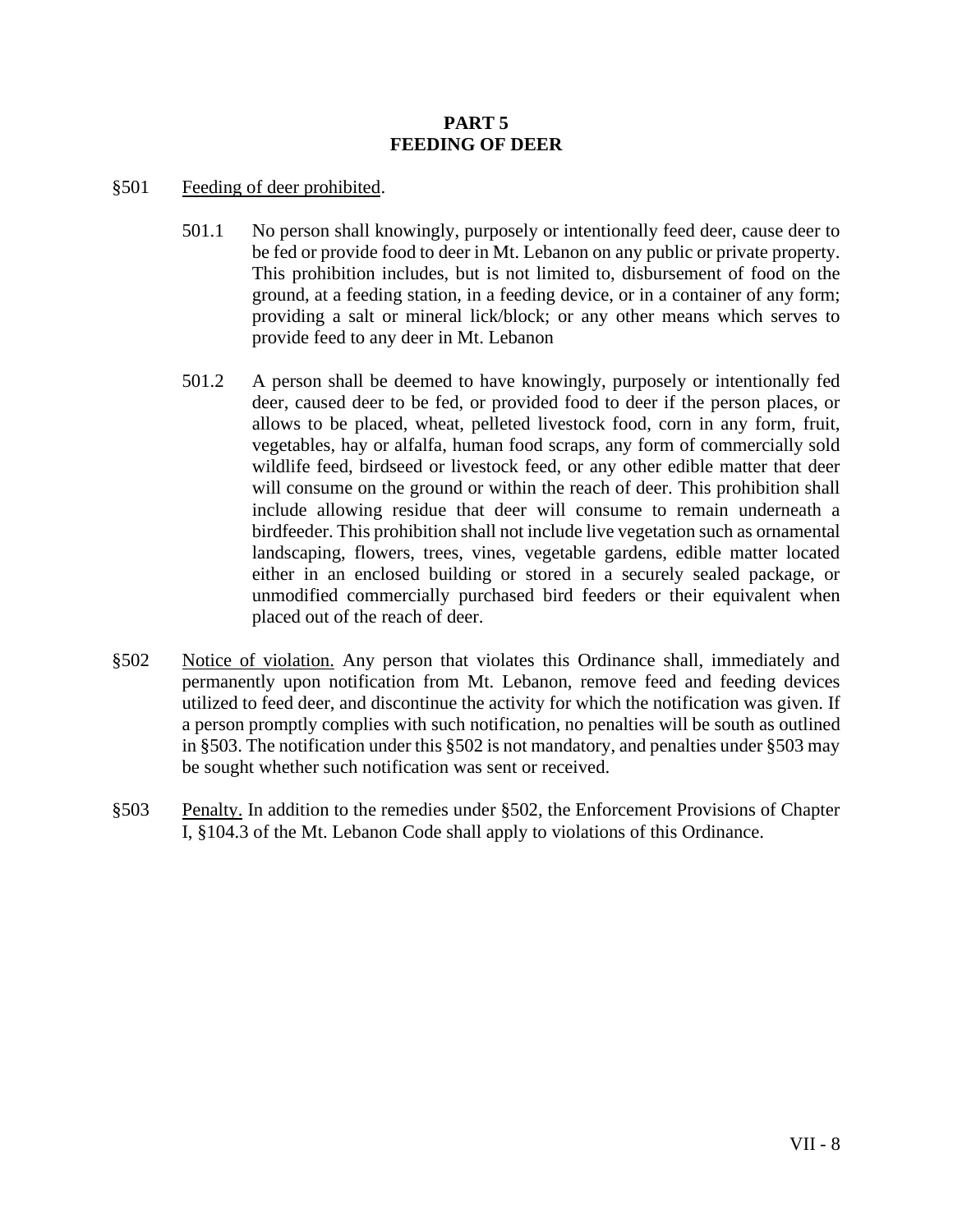# PART 5
# FEEDING OF DEER

§501 Feeding of deer prohibited.

501.1 No person shall knowingly, purposely or intentionally feed deer, cause deer to be fed or provide food to deer in Mt. Lebanon on any public or private property. This prohibition includes, but is not limited to, disbursement of food on the ground, at a feeding station, in a feeding device, or in a container of any form; providing a salt or mineral lick/block; or any other means which serves to provide feed to any deer in Mt. Lebanon

501.2 A person shall be deemed to have knowingly, purposely or intentionally fed deer, caused deer to be fed, or provided food to deer if the person places, or allows to be placed, wheat, pelleted livestock food, corn in any form, fruit, vegetables, hay or alfalfa, human food scraps, any form of commercially sold wildlife feed, birdseed or livestock feed, or any other edible matter that deer will consume on the ground or within the reach of deer. This prohibition shall include allowing residue that deer will consume to remain underneath a birdfeeder. This prohibition shall not include live vegetation such as ornamental landscaping, flowers, trees, vines, vegetable gardens, edible matter located either in an enclosed building or stored in a securely sealed package, or unmodified commercially purchased bird feeders or their equivalent when placed out of the reach of deer.

§502 Notice of violation. Any person that violates this Ordinance shall, immediately and permanently upon notification from Mt. Lebanon, remove feed and feeding devices utilized to feed deer, and discontinue the activity for which the notification was given. If a person promptly complies with such notification, no penalties will be south as outlined in §503. The notification under this §502 is not mandatory, and penalties under §503 may be sought whether such notification was sent or received.

§503 Penalty. In addition to the remedies under §502, the Enforcement Provisions of Chapter I, §104.3 of the Mt. Lebanon Code shall apply to violations of this Ordinance.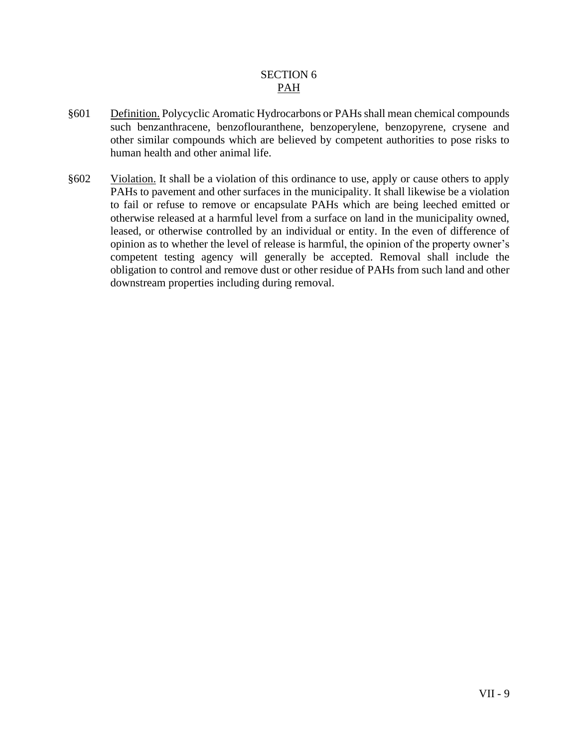# SECTION 6
## PAH

§601 Definition. Polycyclic Aromatic Hydrocarbons or PAHs shall mean chemical compounds such benzanthracene, benzoflouranthene, benzoperylene, benzopyrene, crysene and other similar compounds which are believed by competent authorities to pose risks to human health and other animal life.

§602 Violation. It shall be a violation of this ordinance to use, apply or cause others to apply PAHs to pavement and other surfaces in the municipality. It shall likewise be a violation to fail or refuse to remove or encapsulate PAHs which are being leeched emitted or otherwise released at a harmful level from a surface on land in the municipality owned, leased, or otherwise controlled by an individual or entity. In the even of difference of opinion as to whether the level of release is harmful, the opinion of the property owner's competent testing agency will generally be accepted. Removal shall include the obligation to control and remove dust or other residue of PAHs from such land and other downstream properties including during removal.